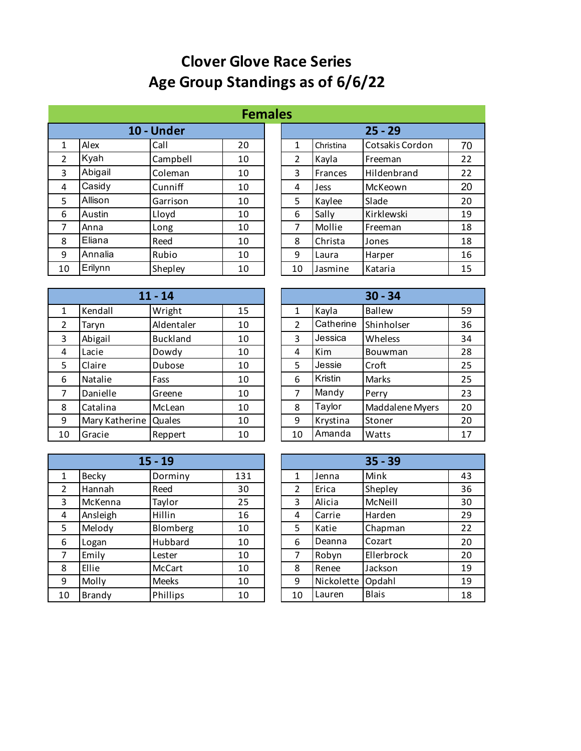# Clover Glove Race Series
# Age Group Standings as of 6/6/22

## Females

### 10 - Under

| | | | |
|---|---|---|---|
| 1 | Alex | Call | 20 |
| 2 | Kyah | Campbell | 10 |
| 3 | Abigail | Coleman | 10 |
| 4 | Casidy | Cunniff | 10 |
| 5 | Allison | Garrison | 10 |
| 6 | Austin | Lloyd | 10 |
| 7 | Anna | Long | 10 |
| 8 | Eliana | Reed | 10 |
| 9 | Annalia | Rubio | 10 |
| 10 | Erilynn | Shepley | 10 |

### 11 - 14

| | | | |
|---|---|---|---|
| 1 | Kendall | Wright | 15 |
| 2 | Taryn | Aldentaler | 10 |
| 3 | Abigail | Buckland | 10 |
| 4 | Lacie | Dowdy | 10 |
| 5 | Claire | Dubose | 10 |
| 6 | Natalie | Fass | 10 |
| 7 | Danielle | Greene | 10 |
| 8 | Catalina | McLean | 10 |
| 9 | Mary Katherine | Quales | 10 |
| 10 | Gracie | Reppert | 10 |

### 15 - 19

| | | | |
|---|---|---|---|
| 1 | Becky | Dorminy | 131 |
| 2 | Hannah | Reed | 30 |
| 3 | McKenna | Taylor | 25 |
| 4 | Ansleigh | Hillin | 16 |
| 5 | Melody | Blomberg | 10 |
| 6 | Logan | Hubbard | 10 |
| 7 | Emily | Lester | 10 |
| 8 | Ellie | McCart | 10 |
| 9 | Molly | Meeks | 10 |
| 10 | Brandy | Phillips | 10 |

### 25 - 29

| | | | |
|---|---|---|---|
| 1 | Christina | Cotsakis Cordon | 70 |
| 2 | Kayla | Freeman | 22 |
| 3 | Frances | Hildenbrand | 22 |
| 4 | Jess | McKeown | 20 |
| 5 | Kaylee | Slade | 20 |
| 6 | Sally | Kirklewski | 19 |
| 7 | Mollie | Freeman | 18 |
| 8 | Christa | Jones | 18 |
| 9 | Laura | Harper | 16 |
| 10 | Jasmine | Kataria | 15 |

### 30 - 34

| | | | |
|---|---|---|---|
| 1 | Kayla | Ballew | 59 |
| 2 | Catherine | Shinholser | 36 |
| 3 | Jessica | Wheless | 34 |
| 4 | Kim | Bouwman | 28 |
| 5 | Jessie | Croft | 25 |
| 6 | Kristin | Marks | 25 |
| 7 | Mandy | Perry | 23 |
| 8 | Taylor | Maddalene Myers | 20 |
| 9 | Krystina | Stoner | 20 |
| 10 | Amanda | Watts | 17 |

### 35 - 39

| | | | |
|---|---|---|---|
| 1 | Jenna | Mink | 43 |
| 2 | Erica | Shepley | 36 |
| 3 | Alicia | McNeill | 30 |
| 4 | Carrie | Harden | 29 |
| 5 | Katie | Chapman | 22 |
| 6 | Deanna | Cozart | 20 |
| 7 | Robyn | Ellerbrock | 20 |
| 8 | Renee | Jackson | 19 |
| 9 | Nickolette | Opdahl | 19 |
| 10 | Lauren | Blais | 18 |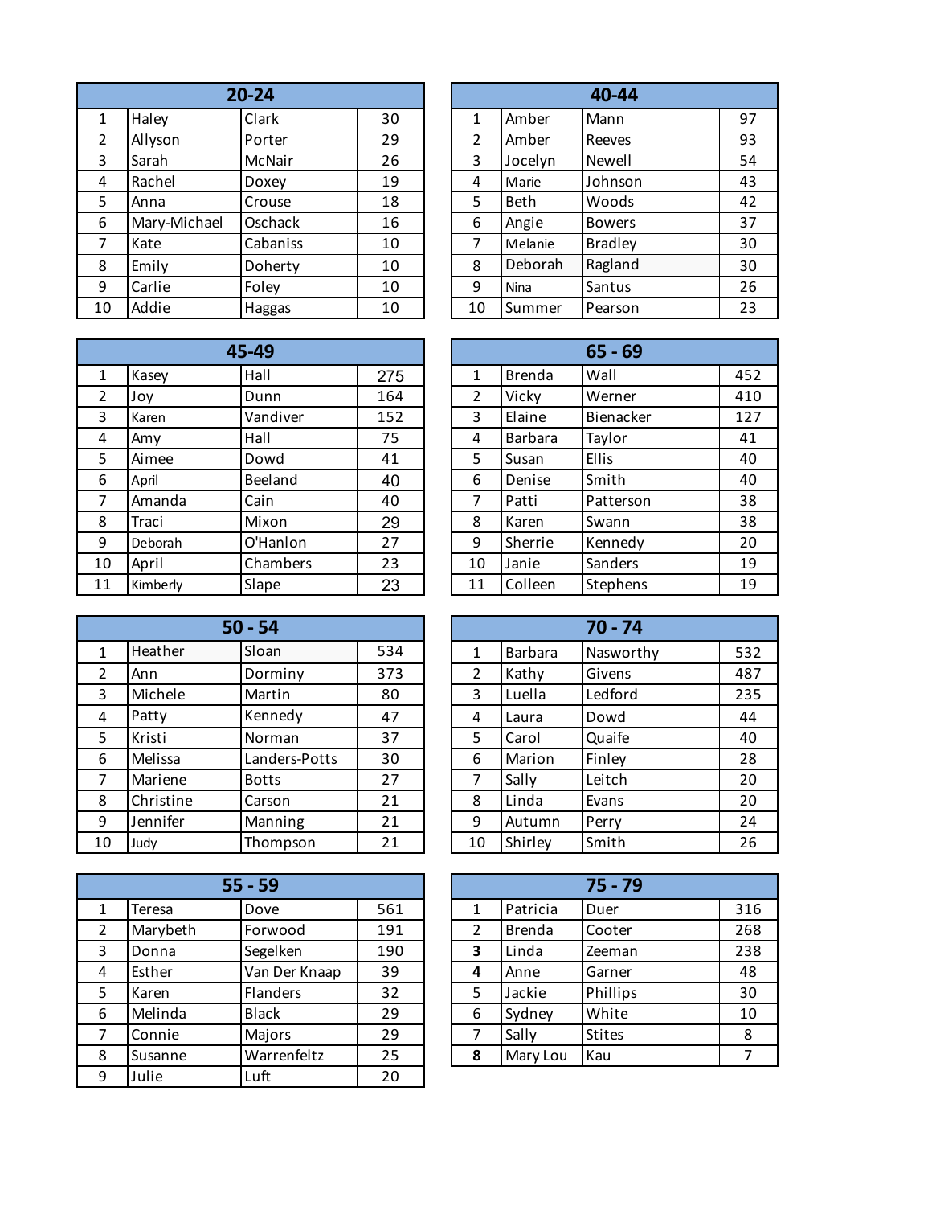| 20-24 | | | |
|---|---|---|---|
| 1 | Haley | Clark | 30 |
| 2 | Allyson | Porter | 29 |
| 3 | Sarah | McNair | 26 |
| 4 | Rachel | Doxey | 19 |
| 5 | Anna | Crouse | 18 |
| 6 | Mary-Michael | Oschack | 16 |
| 7 | Kate | Cabaniss | 10 |
| 8 | Emily | Doherty | 10 |
| 9 | Carlie | Foley | 10 |
| 10 | Addie | Haggas | 10 |

| 40-44 | | | |
|---|---|---|---|
| 1 | Amber | Mann | 97 |
| 2 | Amber | Reeves | 93 |
| 3 | Jocelyn | Newell | 54 |
| 4 | Marie | Johnson | 43 |
| 5 | Beth | Woods | 42 |
| 6 | Angie | Bowers | 37 |
| 7 | Melanie | Bradley | 30 |
| 8 | Deborah | Ragland | 30 |
| 9 | Nina | Santus | 26 |
| 10 | Summer | Pearson | 23 |

| 45-49 | | | |
|---|---|---|---|
| 1 | Kasey | Hall | 275 |
| 2 | Joy | Dunn | 164 |
| 3 | Karen | Vandiver | 152 |
| 4 | Amy | Hall | 75 |
| 5 | Aimee | Dowd | 41 |
| 6 | April | Beeland | 40 |
| 7 | Amanda | Cain | 40 |
| 8 | Traci | Mixon | 29 |
| 9 | Deborah | O'Hanlon | 27 |
| 10 | April | Chambers | 23 |
| 11 | Kimberly | Slape | 23 |

| 65 - 69 | | | |
|---|---|---|---|
| 1 | Brenda | Wall | 452 |
| 2 | Vicky | Werner | 410 |
| 3 | Elaine | Bienacker | 127 |
| 4 | Barbara | Taylor | 41 |
| 5 | Susan | Ellis | 40 |
| 6 | Denise | Smith | 40 |
| 7 | Patti | Patterson | 38 |
| 8 | Karen | Swann | 38 |
| 9 | Sherrie | Kennedy | 20 |
| 10 | Janie | Sanders | 19 |
| 11 | Colleen | Stephens | 19 |

| 50 - 54 | | | |
|---|---|---|---|
| 1 | Heather | Sloan | 534 |
| 2 | Ann | Dorminy | 373 |
| 3 | Michele | Martin | 80 |
| 4 | Patty | Kennedy | 47 |
| 5 | Kristi | Norman | 37 |
| 6 | Melissa | Landers-Potts | 30 |
| 7 | Mariene | Botts | 27 |
| 8 | Christine | Carson | 21 |
| 9 | Jennifer | Manning | 21 |
| 10 | Judy | Thompson | 21 |

| 70 - 74 | | | |
|---|---|---|---|
| 1 | Barbara | Nasworthy | 532 |
| 2 | Kathy | Givens | 487 |
| 3 | Luella | Ledford | 235 |
| 4 | Laura | Dowd | 44 |
| 5 | Carol | Quaife | 40 |
| 6 | Marion | Finley | 28 |
| 7 | Sally | Leitch | 20 |
| 8 | Linda | Evans | 20 |
| 9 | Autumn | Perry | 24 |
| 10 | Shirley | Smith | 26 |

| 55 - 59 | | | |
|---|---|---|---|
| 1 | Teresa | Dove | 561 |
| 2 | Marybeth | Forwood | 191 |
| 3 | Donna | Segelken | 190 |
| 4 | Esther | Van Der Knaap | 39 |
| 5 | Karen | Flanders | 32 |
| 6 | Melinda | Black | 29 |
| 7 | Connie | Majors | 29 |
| 8 | Susanne | Warrenfeltz | 25 |
| 9 | Julie | Luft | 20 |

| 75 - 79 | | | |
|---|---|---|---|
| 1 | Patricia | Duer | 316 |
| 2 | Brenda | Cooter | 268 |
| **3** | Linda | Zeeman | 238 |
| **4** | Anne | Garner | 48 |
| 5 | Jackie | Phillips | 30 |
| 6 | Sydney | White | 10 |
| 7 | Sally | Stites | 8 |
| **8** | Mary Lou | Kau | 7 |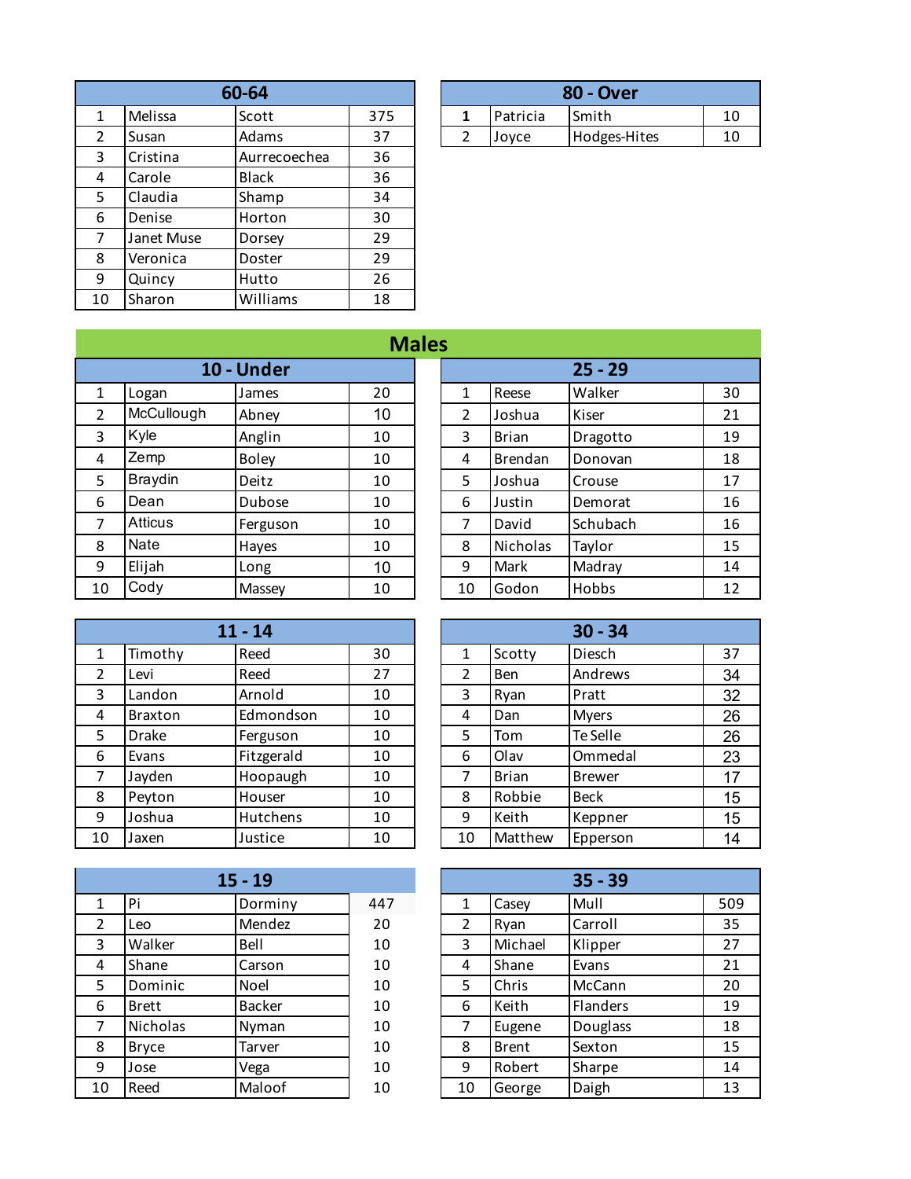| 60-64 | | | |
|---|---|---|---|
| 1 | Melissa | Scott | 375 |
| 2 | Susan | Adams | 37 |
| 3 | Cristina | Aurrecoechea | 36 |
| 4 | Carole | Black | 36 |
| 5 | Claudia | Shamp | 34 |
| 6 | Denise | Horton | 30 |
| 7 | Janet Muse | Dorsey | 29 |
| 8 | Veronica | Doster | 29 |
| 9 | Quincy | Hutto | 26 |
| 10 | Sharon | Williams | 18 |

| 80 - Over | | | |
|---|---|---|---|
| **1** | Patricia | Smith | 10 |
| 2 | Joyce | Hodges-Hites | 10 |

## Males

| 10 - Under | | | |
|---|---|---|---|
| 1 | Logan | James | 20 |
| 2 | McCullough | Abney | 10 |
| 3 | Kyle | Anglin | 10 |
| 4 | Zemp | Boley | 10 |
| 5 | Braydin | Deitz | 10 |
| 6 | Dean | Dubose | 10 |
| 7 | Atticus | Ferguson | 10 |
| 8 | Nate | Hayes | 10 |
| 9 | Elijah | Long | 10 |
| 10 | Cody | Massey | 10 |

| 25 - 29 | | | |
|---|---|---|---|
| 1 | Reese | Walker | 30 |
| 2 | Joshua | Kiser | 21 |
| 3 | Brian | Dragotto | 19 |
| 4 | Brendan | Donovan | 18 |
| 5 | Joshua | Crouse | 17 |
| 6 | Justin | Demorat | 16 |
| 7 | David | Schubach | 16 |
| 8 | Nicholas | Taylor | 15 |
| 9 | Mark | Madray | 14 |
| 10 | Godon | Hobbs | 12 |

| 11 - 14 | | | |
|---|---|---|---|
| 1 | Timothy | Reed | 30 |
| 2 | Levi | Reed | 27 |
| 3 | Landon | Arnold | 10 |
| 4 | Braxton | Edmondson | 10 |
| 5 | Drake | Ferguson | 10 |
| 6 | Evans | Fitzgerald | 10 |
| 7 | Jayden | Hoopaugh | 10 |
| 8 | Peyton | Houser | 10 |
| 9 | Joshua | Hutchens | 10 |
| 10 | Jaxen | Justice | 10 |

| 30 - 34 | | | |
|---|---|---|---|
| 1 | Scotty | Diesch | 37 |
| 2 | Ben | Andrews | 34 |
| 3 | Ryan | Pratt | 32 |
| 4 | Dan | Myers | 26 |
| 5 | Tom | Te Selle | 26 |
| 6 | Olav | Ommedal | 23 |
| 7 | Brian | Brewer | 17 |
| 8 | Robbie | Beck | 15 |
| 9 | Keith | Keppner | 15 |
| 10 | Matthew | Epperson | 14 |

| 15 - 19 | | | |
|---|---|---|---|
| 1 | Pi | Dorminy | 447 |
| 2 | Leo | Mendez | 20 |
| 3 | Walker | Bell | 10 |
| 4 | Shane | Carson | 10 |
| 5 | Dominic | Noel | 10 |
| 6 | Brett | Backer | 10 |
| 7 | Nicholas | Nyman | 10 |
| 8 | Bryce | Tarver | 10 |
| 9 | Jose | Vega | 10 |
| 10 | Reed | Maloof | 10 |

| 35 - 39 | | | |
|---|---|---|---|
| 1 | Casey | Mull | 509 |
| 2 | Ryan | Carroll | 35 |
| 3 | Michael | Klipper | 27 |
| 4 | Shane | Evans | 21 |
| 5 | Chris | McCann | 20 |
| 6 | Keith | Flanders | 19 |
| 7 | Eugene | Douglass | 18 |
| 8 | Brent | Sexton | 15 |
| 9 | Robert | Sharpe | 14 |
| 10 | George | Daigh | 13 |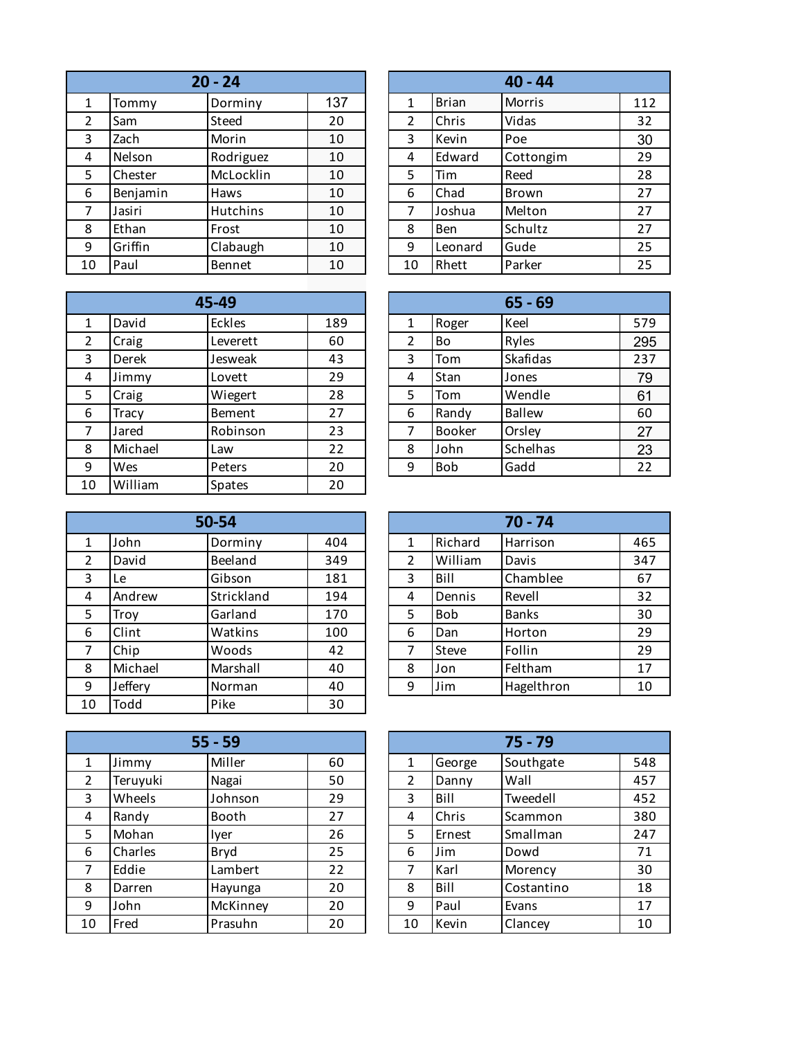| 20 - 24 | | | |
|---|---|---|---|
| 1 | Tommy | Dorminy | 137 |
| 2 | Sam | Steed | 20 |
| 3 | Zach | Morin | 10 |
| 4 | Nelson | Rodriguez | 10 |
| 5 | Chester | McLocklin | 10 |
| 6 | Benjamin | Haws | 10 |
| 7 | Jasiri | Hutchins | 10 |
| 8 | Ethan | Frost | 10 |
| 9 | Griffin | Clabaugh | 10 |
| 10 | Paul | Bennet | 10 |

| 40 - 44 | | | |
|---|---|---|---|
| 1 | Brian | Morris | 112 |
| 2 | Chris | Vidas | 32 |
| 3 | Kevin | Poe | 30 |
| 4 | Edward | Cottongim | 29 |
| 5 | Tim | Reed | 28 |
| 6 | Chad | Brown | 27 |
| 7 | Joshua | Melton | 27 |
| 8 | Ben | Schultz | 27 |
| 9 | Leonard | Gude | 25 |
| 10 | Rhett | Parker | 25 |

| 45-49 | | | |
|---|---|---|---|
| 1 | David | Eckles | 189 |
| 2 | Craig | Leverett | 60 |
| 3 | Derek | Jesweak | 43 |
| 4 | Jimmy | Lovett | 29 |
| 5 | Craig | Wiegert | 28 |
| 6 | Tracy | Bement | 27 |
| 7 | Jared | Robinson | 23 |
| 8 | Michael | Law | 22 |
| 9 | Wes | Peters | 20 |
| 10 | William | Spates | 20 |

| 65 - 69 | | | |
|---|---|---|---|
| 1 | Roger | Keel | 579 |
| 2 | Bo | Ryles | 295 |
| 3 | Tom | Skafidas | 237 |
| 4 | Stan | Jones | 79 |
| 5 | Tom | Wendle | 61 |
| 6 | Randy | Ballew | 60 |
| 7 | Booker | Orsley | 27 |
| 8 | John | Schelhas | 23 |
| 9 | Bob | Gadd | 22 |

| 50-54 | | | |
|---|---|---|---|
| 1 | John | Dorminy | 404 |
| 2 | David | Beeland | 349 |
| 3 | Le | Gibson | 181 |
| 4 | Andrew | Strickland | 194 |
| 5 | Troy | Garland | 170 |
| 6 | Clint | Watkins | 100 |
| 7 | Chip | Woods | 42 |
| 8 | Michael | Marshall | 40 |
| 9 | Jeffery | Norman | 40 |
| 10 | Todd | Pike | 30 |

| 70 - 74 | | | |
|---|---|---|---|
| 1 | Richard | Harrison | 465 |
| 2 | William | Davis | 347 |
| 3 | Bill | Chamblee | 67 |
| 4 | Dennis | Revell | 32 |
| 5 | Bob | Banks | 30 |
| 6 | Dan | Horton | 29 |
| 7 | Steve | Follin | 29 |
| 8 | Jon | Feltham | 17 |
| 9 | Jim | Hagelthron | 10 |

| 55 - 59 | | | |
|---|---|---|---|
| 1 | Jimmy | Miller | 60 |
| 2 | Teruyuki | Nagai | 50 |
| 3 | Wheels | Johnson | 29 |
| 4 | Randy | Booth | 27 |
| 5 | Mohan | Iyer | 26 |
| 6 | Charles | Bryd | 25 |
| 7 | Eddie | Lambert | 22 |
| 8 | Darren | Hayunga | 20 |
| 9 | John | McKinney | 20 |
| 10 | Fred | Prasuhn | 20 |

| 75 - 79 | | | |
|---|---|---|---|
| 1 | George | Southgate | 548 |
| 2 | Danny | Wall | 457 |
| 3 | Bill | Tweedell | 452 |
| 4 | Chris | Scammon | 380 |
| 5 | Ernest | Smallman | 247 |
| 6 | Jim | Dowd | 71 |
| 7 | Karl | Morency | 30 |
| 8 | Bill | Costantino | 18 |
| 9 | Paul | Evans | 17 |
| 10 | Kevin | Clancey | 10 |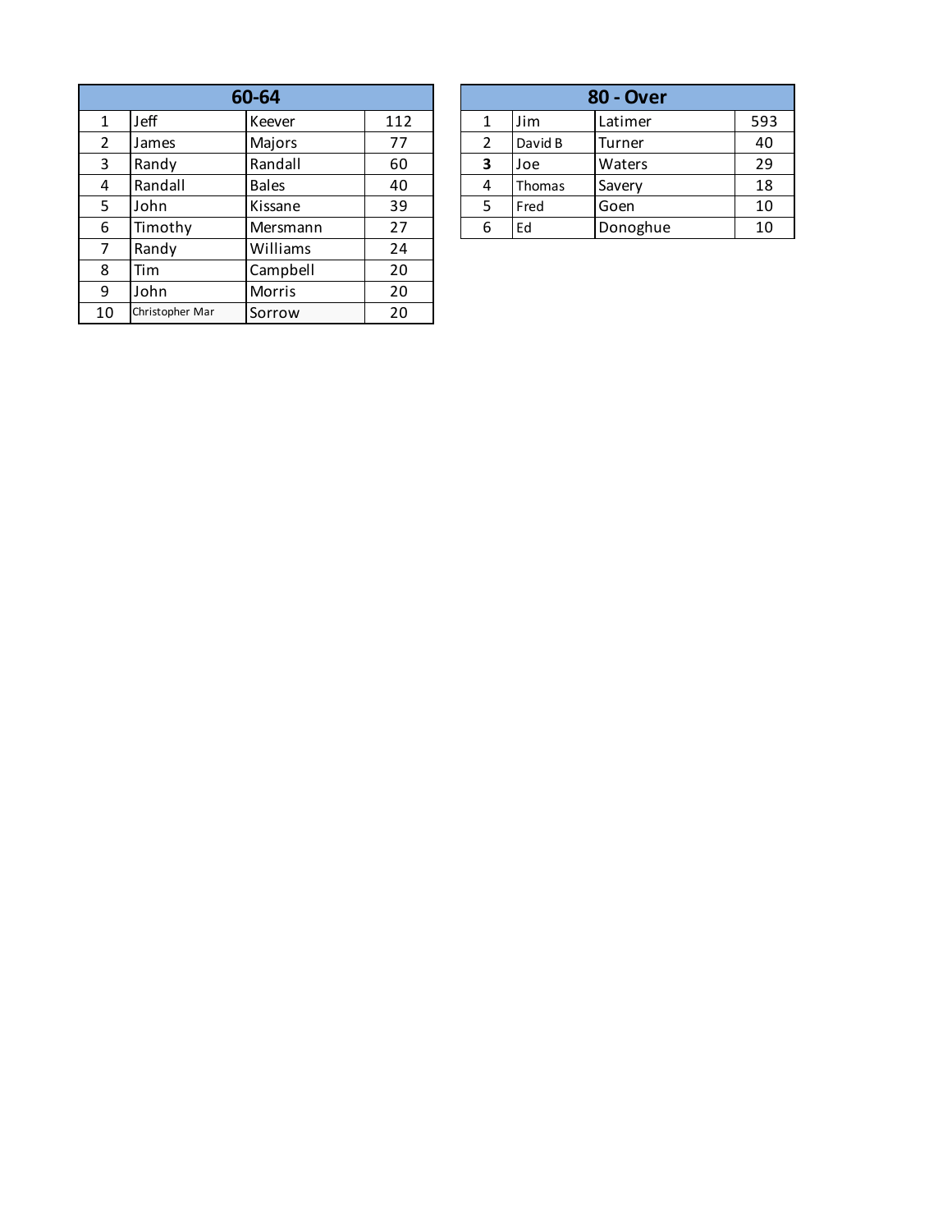| 60-64 | | | |
|---|---|---|---|
| 1 | Jeff | Keever | 112 |
| 2 | James | Majors | 77 |
| 3 | Randy | Randall | 60 |
| 4 | Randall | Bales | 40 |
| 5 | John | Kissane | 39 |
| 6 | Timothy | Mersmann | 27 |
| 7 | Randy | Williams | 24 |
| 8 | Tim | Campbell | 20 |
| 9 | John | Morris | 20 |
| 10 | Christopher Mar | Sorrow | 20 |

| 80 - Over | | | |
|---|---|---|---|
| 1 | Jim | Latimer | 593 |
| 2 | David B | Turner | 40 |
| **3** | Joe | Waters | 29 |
| 4 | Thomas | Savery | 18 |
| 5 | Fred | Goen | 10 |
| 6 | Ed | Donoghue | 10 |